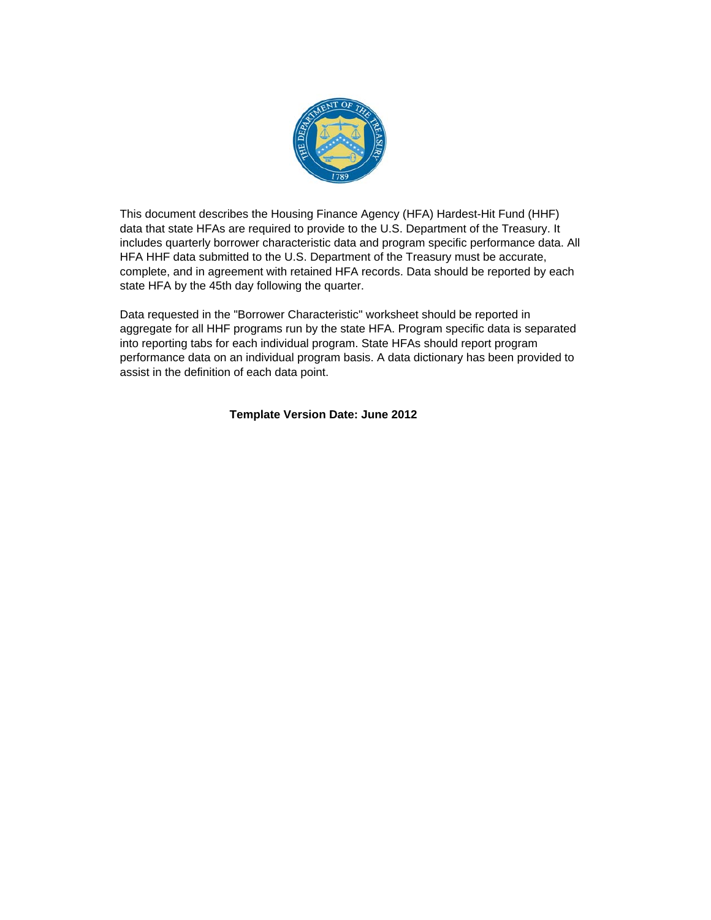This document describes the Housing Finance Agency (HFA) Hardest-Hit Fund (HHF) data that state HFAs are required to provide to the U.S. Department of the Treasury. It includes quarterly borrower characteristic data and program specific performance data. All HFA HHF data submitted to the U.S. Department of the Treasury must be accurate, complete, and in agreement with retained HFA records. Data should be reported by each state HFA by the 45th day following the quarter.

Data requested in the "Borrower Characteristic" worksheet should be reported in aggregate for all HHF programs run by the state HFA. Program specific data is separated into reporting tabs for each individual program. State HFAs should report program performance data on an individual program basis. A data dictionary has been provided to assist in the definition of each data point.

**Template Version Date: June 2012**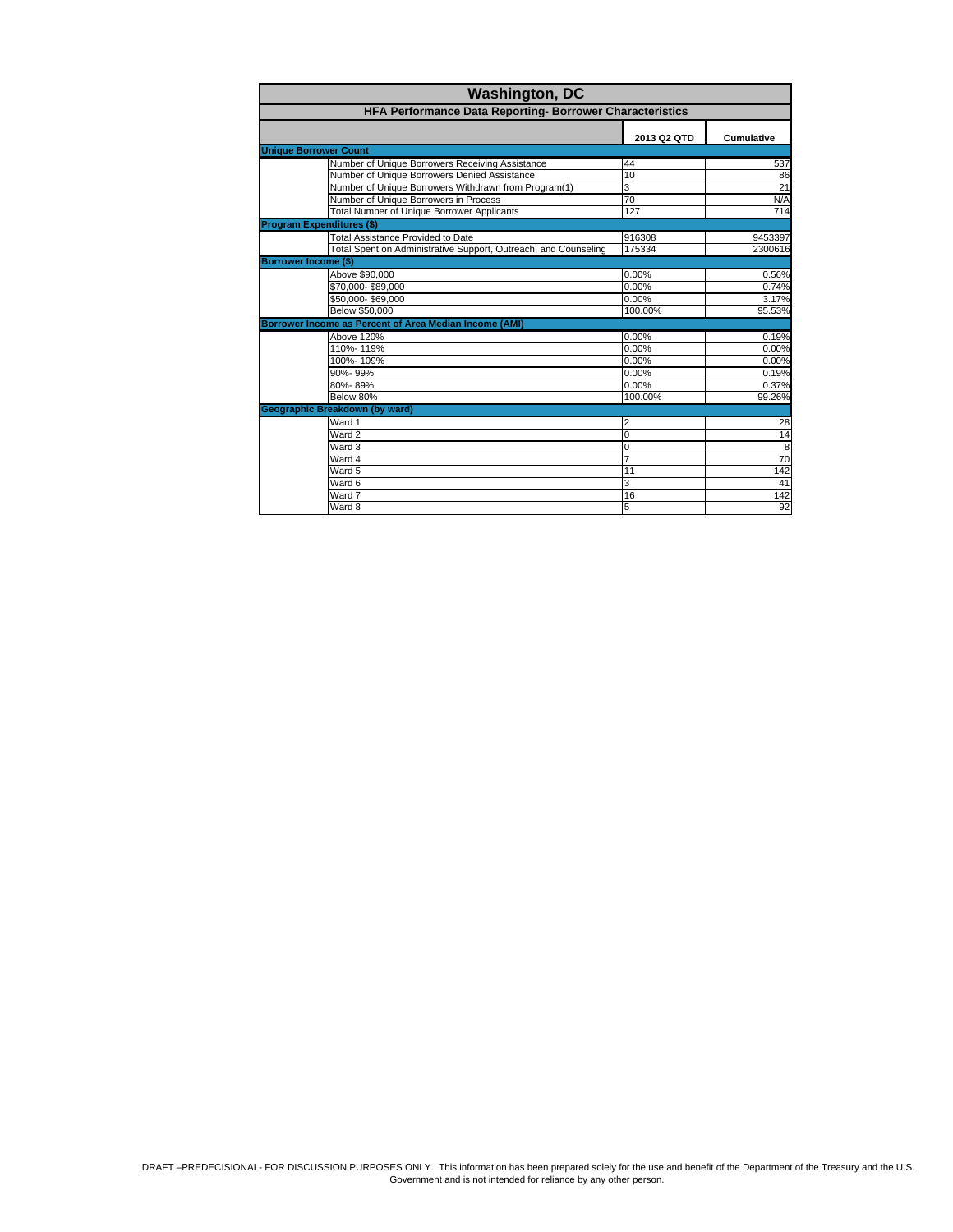# Washington, DC

## HFA Performance Data Reporting- Borrower Characteristics

| | | 2013 Q2 QTD | Cumulative |
|---|---|---|---|
| **Unique Borrower Count** | | | |
| | Number of Unique Borrowers Receiving Assistance | 44 | 537 |
| | Number of Unique Borrowers Denied Assistance | 10 | 86 |
| | Number of Unique Borrowers Withdrawn from Program(1) | 3 | 21 |
| | Number of Unique Borrowers in Process | 70 | N/A |
| | Total Number of Unique Borrower Applicants | 127 | 714 |
| **Program Expenditures ($)** | | | |
| | Total Assistance Provided to Date | 916308 | 9453397 |
| | Total Spent on Administrative Support, Outreach, and Counseling | 175334 | 2300616 |
| **Borrower Income ($)** | | | |
| | Above $90,000 | 0.00% | 0.56% |
| | $70,000- $89,000 | 0.00% | 0.74% |
| | $50,000- $69,000 | 0.00% | 3.17% |
| | Below $50,000 | 100.00% | 95.53% |
| **Borrower Income as Percent of Area Median Income (AMI)** | | | |
| | Above 120% | 0.00% | 0.19% |
| | 110%- 119% | 0.00% | 0.00% |
| | 100%- 109% | 0.00% | 0.00% |
| | 90%- 99% | 0.00% | 0.19% |
| | 80%- 89% | 0.00% | 0.37% |
| | Below 80% | 100.00% | 99.26% |
| **Geographic Breakdown (by ward)** | | | |
| | Ward 1 | 2 | 28 |
| | Ward 2 | 0 | 14 |
| | Ward 3 | 0 | 8 |
| | Ward 4 | 7 | 70 |
| | Ward 5 | 11 | 142 |
| | Ward 6 | 3 | 41 |
| | Ward 7 | 16 | 142 |
| | Ward 8 | 5 | 92 |

DRAFT –PREDECISIONAL- FOR DISCUSSION PURPOSES ONLY. This information has been prepared solely for the use and benefit of the Department of the Treasury and the U.S. Government and is not intended for reliance by any other person.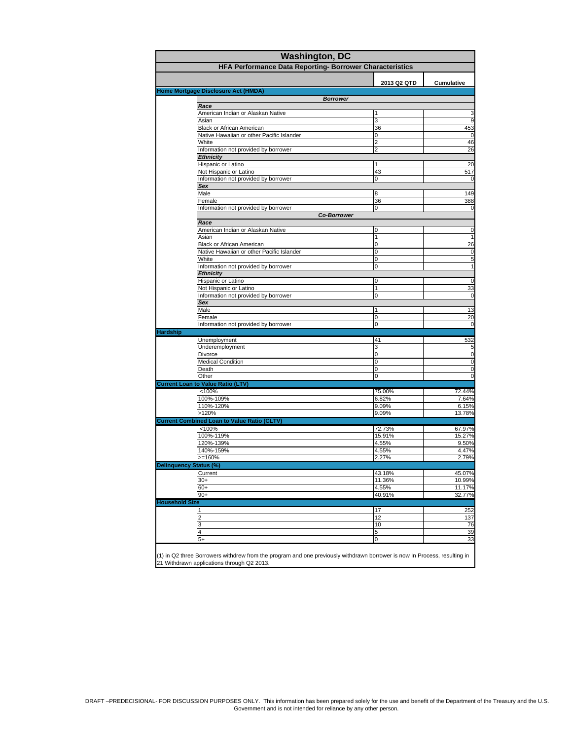# Washington, DC

## HFA Performance Data Reporting- Borrower Characteristics

| | | 2013 Q2 QTD | Cumulative |
|---|---|---|---|
| **Home Mortgage Disclosure Act (HMDA)** | | | |
| | ***Borrower*** | | |
| | ***Race*** | | |
| | American Indian or Alaskan Native | 1 | 3 |
| | Asian | 3 | 9 |
| | Black or African American | 36 | 453 |
| | Native Hawaiian or other Pacific Islander | 0 | 0 |
| | White | 2 | 46 |
| | Information not provided by borrower | 2 | 26 |
| | ***Ethnicity*** | | |
| | Hispanic or Latino | 1 | 20 |
| | Not Hispanic or Latino | 43 | 517 |
| | Information not provided by borrower | 0 | 0 |
| | ***Sex*** | | |
| | Male | 8 | 149 |
| | Female | 36 | 388 |
| | Information not provided by borrower | 0 | 0 |
| | ***Co-Borrower*** | | |
| | ***Race*** | | |
| | American Indian or Alaskan Native | 0 | 0 |
| | Asian | 1 | 1 |
| | Black or African American | 0 | 26 |
| | Native Hawaiian or other Pacific Islander | 0 | 0 |
| | White | 0 | 5 |
| | Information not provided by borrower | 0 | 1 |
| | ***Ethnicity*** | | |
| | Hispanic or Latino | 0 | 0 |
| | Not Hispanic or Latino | 1 | 33 |
| | Information not provided by borrower | 0 | 0 |
| | ***Sex*** | | |
| | Male | 1 | 13 |
| | Female | 0 | 20 |
| | Information not provided by borrower | 0 | 0 |
| **Hardship** | | | |
| | Unemployment | 41 | 532 |
| | Underemployment | 3 | 5 |
| | Divorce | 0 | 0 |
| | Medical Condition | 0 | 0 |
| | Death | 0 | 0 |
| | Other | 0 | 0 |
| **Current Loan to Value Ratio (LTV)** | | | |
| | <100% | 75.00% | 72.44% |
| | 100%-109% | 6.82% | 7.64% |
| | 110%-120% | 9.09% | 6.15% |
| | >120% | 9.09% | 13.78% |
| **Current Combined Loan to Value Ratio (CLTV)** | | | |
| | <100% | 72.73% | 67.97% |
| | 100%-119% | 15.91% | 15.27% |
| | 120%-139% | 4.55% | 9.50% |
| | 140%-159% | 4.55% | 4.47% |
| | >=160% | 2.27% | 2.79% |
| **Delinquency Status (%)** | | | |
| | Current | 43.18% | 45.07% |
| | 30+ | 11.36% | 10.99% |
| | 60+ | 4.55% | 11.17% |
| | 90+ | 40.91% | 32.77% |
| **Household Size** | | | |
| | 1 | 17 | 252 |
| | 2 | 12 | 137 |
| | 3 | 10 | 76 |
| | 4 | 5 | 39 |
| | 5+ | 0 | 33 |

(1) in Q2 three Borrowers withdrew from the program and one previously withdrawn borrower is now In Process, resulting in 21 Withdrawn applications through Q2 2013.

DRAFT –PREDECISIONAL- FOR DISCUSSION PURPOSES ONLY. This information has been prepared solely for the use and benefit of the Department of the Treasury and the U.S. Government and is not intended for reliance by any other person.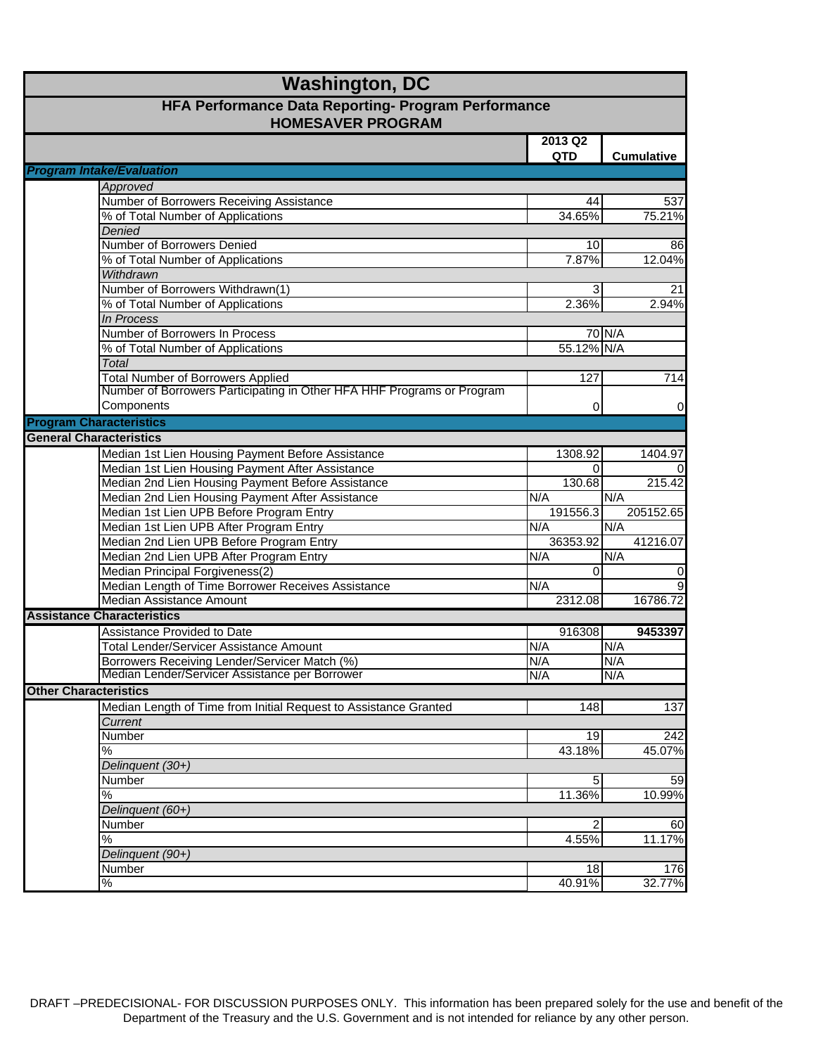# Washington, DC

## HFA Performance Data Reporting- Program Performance
## HOMESAVER PROGRAM

| | 2013 Q2 QTD | Cumulative |
|---|---|---|
| ***Program Intake/Evaluation*** | | |
| *Approved* | | |
| Number of Borrowers Receiving Assistance | 44 | 537 |
| % of Total Number of Applications | 34.65% | 75.21% |
| *Denied* | | |
| Number of Borrowers Denied | 10 | 86 |
| % of Total Number of Applications | 7.87% | 12.04% |
| *Withdrawn* | | |
| Number of Borrowers Withdrawn(1) | 3 | 21 |
| % of Total Number of Applications | 2.36% | 2.94% |
| *In Process* | | |
| Number of Borrowers In Process | 70 | N/A |
| % of Total Number of Applications | 55.12% | N/A |
| *Total* | | |
| Total Number of Borrowers Applied | 127 | 714 |
| Number of Borrowers Participating in Other HFA HHF Programs or Program Components | 0 | 0 |
| **Program Characteristics** | | |
| **General Characteristics** | | |
| Median 1st Lien Housing Payment Before Assistance | 1308.92 | 1404.97 |
| Median 1st Lien Housing Payment After Assistance | 0 | 0 |
| Median 2nd Lien Housing Payment Before Assistance | 130.68 | 215.42 |
| Median 2nd Lien Housing Payment After Assistance | N/A | N/A |
| Median 1st Lien UPB Before Program Entry | 191556.3 | 205152.65 |
| Median 1st Lien UPB After Program Entry | N/A | N/A |
| Median 2nd Lien UPB Before Program Entry | 36353.92 | 41216.07 |
| Median 2nd Lien UPB After Program Entry | N/A | N/A |
| Median Principal Forgiveness(2) | 0 | 0 |
| Median Length of Time Borrower Receives Assistance | N/A | 9 |
| Median Assistance Amount | 2312.08 | 16786.72 |
| **Assistance Characteristics** | | |
| Assistance Provided to Date | 916308 | **9453397** |
| Total Lender/Servicer Assistance Amount | N/A | N/A |
| Borrowers Receiving Lender/Servicer Match (%) | N/A | N/A |
| Median Lender/Servicer Assistance per Borrower | N/A | N/A |
| **Other Characteristics** | | |
| Median Length of Time from Initial Request to Assistance Granted | 148 | 137 |
| *Current* | | |
| Number | 19 | 242 |
| % | 43.18% | 45.07% |
| *Delinquent (30+)* | | |
| Number | 5 | 59 |
| % | 11.36% | 10.99% |
| *Delinquent (60+)* | | |
| Number | 2 | 60 |
| % | 4.55% | 11.17% |
| *Delinquent (90+)* | | |
| Number | 18 | 176 |
| % | 40.91% | 32.77% |

DRAFT –PREDECISIONAL- FOR DISCUSSION PURPOSES ONLY. This information has been prepared solely for the use and benefit of the Department of the Treasury and the U.S. Government and is not intended for reliance by any other person.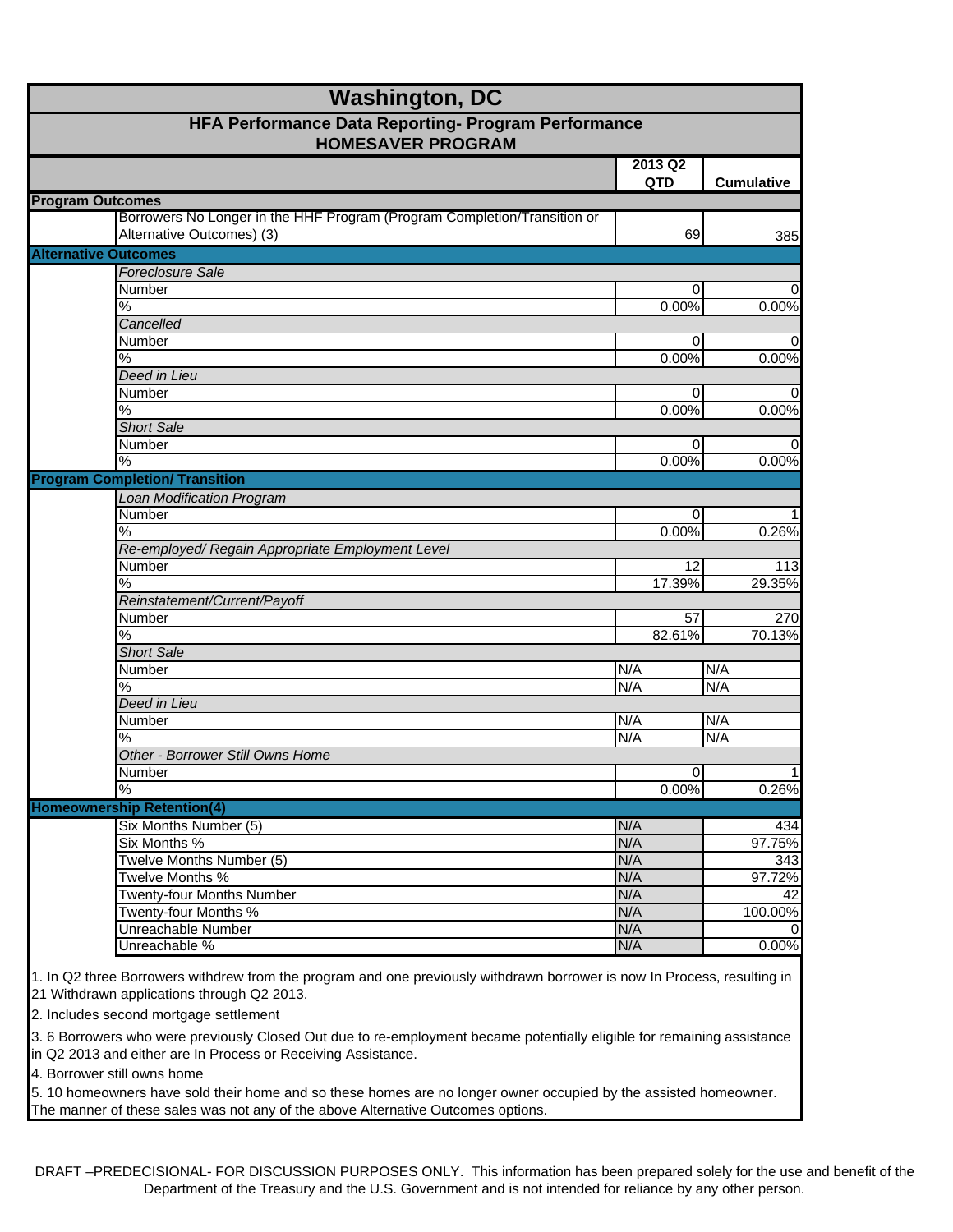# Washington, DC

## HFA Performance Data Reporting- Program Performance
## HOMESAVER PROGRAM

| | | 2013 Q2 QTD | Cumulative |
|---|---|---|---|
| **Program Outcomes** | | | |
| | Borrowers No Longer in the HHF Program (Program Completion/Transition or Alternative Outcomes) (3) | 69 | 385 |
| **Alternative Outcomes** | | | |
| | *Foreclosure Sale* | | |
| | Number | 0 | 0 |
| | % | 0.00% | 0.00% |
| | *Cancelled* | | |
| | Number | 0 | 0 |
| | % | 0.00% | 0.00% |
| | *Deed in Lieu* | | |
| | Number | 0 | 0 |
| | % | 0.00% | 0.00% |
| | *Short Sale* | | |
| | Number | 0 | 0 |
| | % | 0.00% | 0.00% |
| **Program Completion/ Transition** | | | |
| | *Loan Modification Program* | | |
| | Number | 0 | 1 |
| | % | 0.00% | 0.26% |
| | *Re-employed/ Regain Appropriate Employment Level* | | |
| | Number | 12 | 113 |
| | % | 17.39% | 29.35% |
| | *Reinstatement/Current/Payoff* | | |
| | Number | 57 | 270 |
| | % | 82.61% | 70.13% |
| | *Short Sale* | | |
| | Number | N/A | N/A |
| | % | N/A | N/A |
| | *Deed in Lieu* | | |
| | Number | N/A | N/A |
| | % | N/A | N/A |
| | *Other - Borrower Still Owns Home* | | |
| | Number | 0 | 1 |
| | % | 0.00% | 0.26% |
| **Homeownership Retention(4)** | | | |
| | Six Months Number (5) | N/A | 434 |
| | Six Months % | N/A | 97.75% |
| | Twelve Months Number (5) | N/A | 343 |
| | Twelve Months % | N/A | 97.72% |
| | Twenty-four Months Number | N/A | 42 |
| | Twenty-four Months % | N/A | 100.00% |
| | Unreachable Number | N/A | 0 |
| | Unreachable % | N/A | 0.00% |

1. In Q2 three Borrowers withdrew from the program and one previously withdrawn borrower is now In Process, resulting in 21 Withdrawn applications through Q2 2013.

2. Includes second mortgage settlement

3. 6 Borrowers who were previously Closed Out due to re-employment became potentially eligible for remaining assistance in Q2 2013 and either are In Process or Receiving Assistance.

4. Borrower still owns home

5. 10 homeowners have sold their home and so these homes are no longer owner occupied by the assisted homeowner. The manner of these sales was not any of the above Alternative Outcomes options.

DRAFT –PREDECISIONAL- FOR DISCUSSION PURPOSES ONLY. This information has been prepared solely for the use and benefit of the Department of the Treasury and the U.S. Government and is not intended for reliance by any other person.